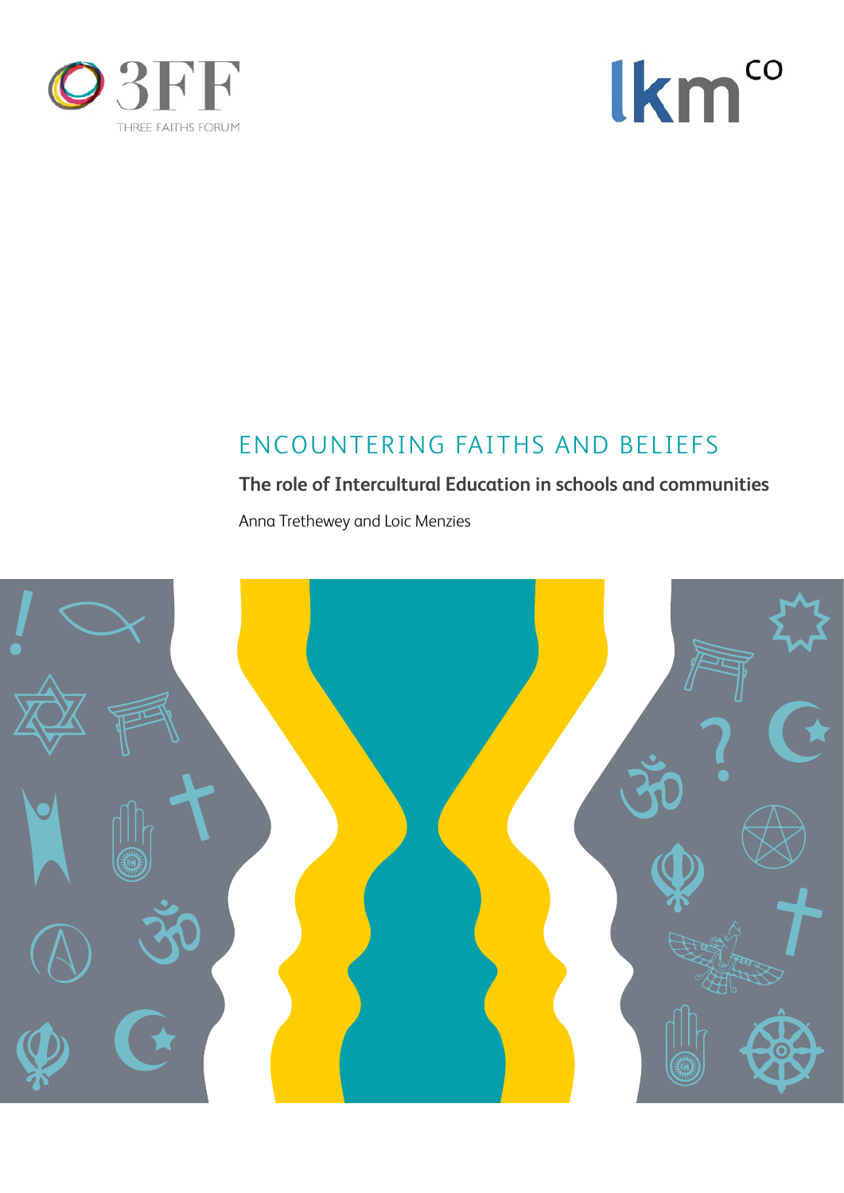3FF
THREE FAITHS FORUM

lkm co

# ENCOUNTERING FAITHS AND BELIEFS

**The role of Intercultural Education in schools and communities**

Anna Trethewey and Loic Menzies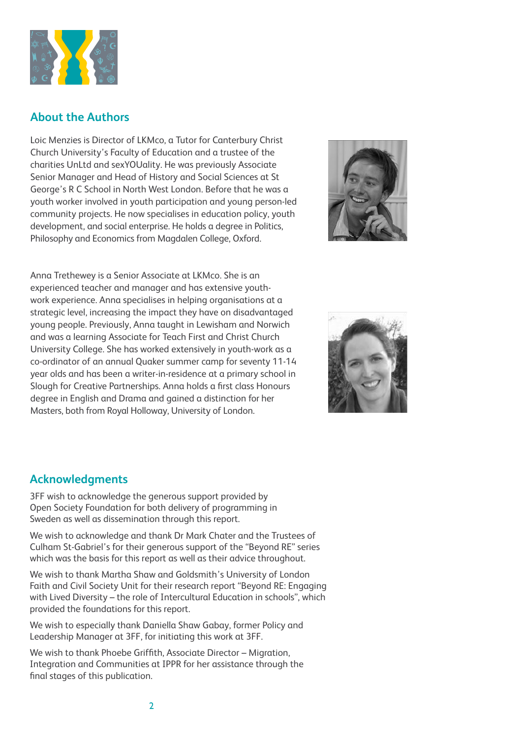## About the Authors

Loic Menzies is Director of LKMco, a Tutor for Canterbury Christ Church University's Faculty of Education and a trustee of the charities UnLtd and sexYOUality. He was previously Associate Senior Manager and Head of History and Social Sciences at St George's R C School in North West London. Before that he was a youth worker involved in youth participation and young person-led community projects. He now specialises in education policy, youth development, and social enterprise. He holds a degree in Politics, Philosophy and Economics from Magdalen College, Oxford.

Anna Trethewey is a Senior Associate at LKMco. She is an experienced teacher and manager and has extensive youth-work experience. Anna specialises in helping organisations at a strategic level, increasing the impact they have on disadvantaged young people. Previously, Anna taught in Lewisham and Norwich and was a learning Associate for Teach First and Christ Church University College. She has worked extensively in youth-work as a co-ordinator of an annual Quaker summer camp for seventy 11-14 year olds and has been a writer-in-residence at a primary school in Slough for Creative Partnerships. Anna holds a first class Honours degree in English and Drama and gained a distinction for her Masters, both from Royal Holloway, University of London.

## Acknowledgments

3FF wish to acknowledge the generous support provided by Open Society Foundation for both delivery of programming in Sweden as well as dissemination through this report.

We wish to acknowledge and thank Dr Mark Chater and the Trustees of Culham St-Gabriel's for their generous support of the "Beyond RE" series which was the basis for this report as well as their advice throughout.

We wish to thank Martha Shaw and Goldsmith's University of London Faith and Civil Society Unit for their research report "Beyond RE: Engaging with Lived Diversity – the role of Intercultural Education in schools", which provided the foundations for this report.

We wish to especially thank Daniella Shaw Gabay, former Policy and Leadership Manager at 3FF, for initiating this work at 3FF.

We wish to thank Phoebe Griffith, Associate Director – Migration, Integration and Communities at IPPR for her assistance through the final stages of this publication.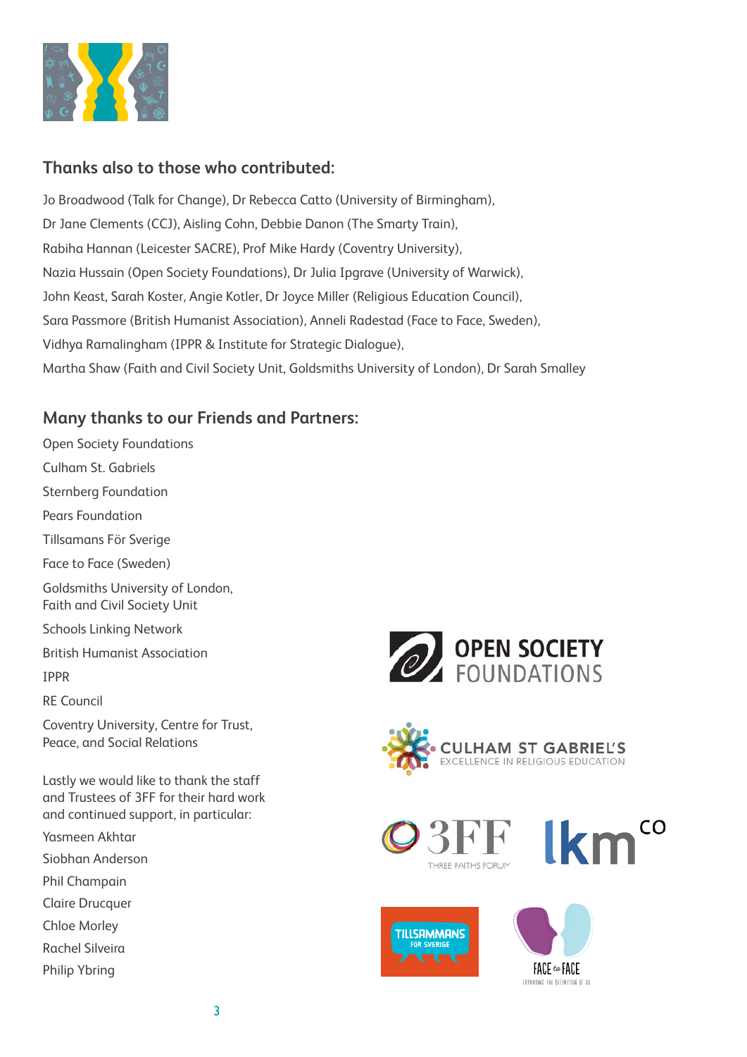## Thanks also to those who contributed:

Jo Broadwood (Talk for Change), Dr Rebecca Catto (University of Birmingham),
Dr Jane Clements (CCJ), Aisling Cohn, Debbie Danon (The Smarty Train),
Rabiha Hannan (Leicester SACRE), Prof Mike Hardy (Coventry University),
Nazia Hussain (Open Society Foundations), Dr Julia Ipgrave (University of Warwick),
John Keast, Sarah Koster, Angie Kotler, Dr Joyce Miller (Religious Education Council),
Sara Passmore (British Humanist Association), Anneli Radestad (Face to Face, Sweden),
Vidhya Ramalingham (IPPR & Institute for Strategic Dialogue),
Martha Shaw (Faith and Civil Society Unit, Goldsmiths University of London), Dr Sarah Smalley

## Many thanks to our Friends and Partners:

Open Society Foundations

Culham St. Gabriels

Sternberg Foundation

Pears Foundation

Tillsamans För Sverige

Face to Face (Sweden)

Goldsmiths University of London, Faith and Civil Society Unit

Schools Linking Network

British Humanist Association

IPPR

RE Council

Coventry University, Centre for Trust, Peace, and Social Relations

Lastly we would like to thank the staff and Trustees of 3FF for their hard work and continued support, in particular:

Yasmeen Akhtar

Siobhan Anderson

Phil Champain

Claire Drucquer

Chloe Morley

Rachel Silveira

Philip Ybring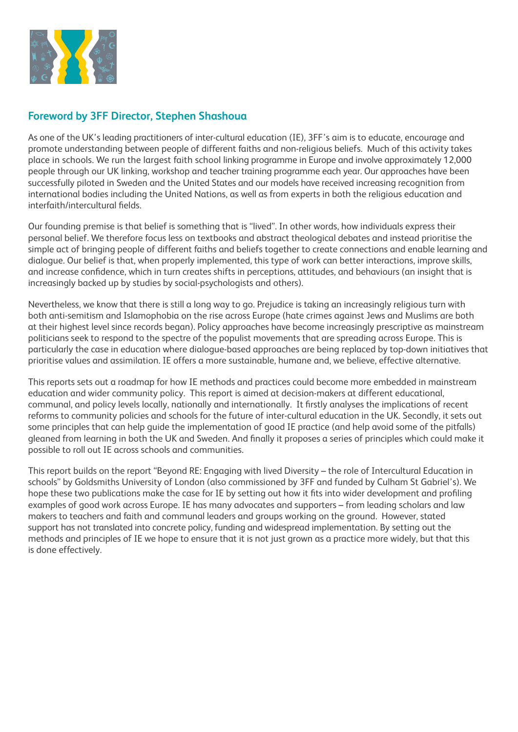## Foreword by 3FF Director, Stephen Shashoua

As one of the UK's leading practitioners of inter-cultural education (IE), 3FF's aim is to educate, encourage and promote understanding between people of different faiths and non-religious beliefs. Much of this activity takes place in schools. We run the largest faith school linking programme in Europe and involve approximately 12,000 people through our UK linking, workshop and teacher training programme each year. Our approaches have been successfully piloted in Sweden and the United States and our models have received increasing recognition from international bodies including the United Nations, as well as from experts in both the religious education and interfaith/intercultural fields.

Our founding premise is that belief is something that is "lived". In other words, how individuals express their personal belief. We therefore focus less on textbooks and abstract theological debates and instead prioritise the simple act of bringing people of different faiths and beliefs together to create connections and enable learning and dialogue. Our belief is that, when properly implemented, this type of work can better interactions, improve skills, and increase confidence, which in turn creates shifts in perceptions, attitudes, and behaviours (an insight that is increasingly backed up by studies by social-psychologists and others).

Nevertheless, we know that there is still a long way to go. Prejudice is taking an increasingly religious turn with both anti-semitism and Islamophobia on the rise across Europe (hate crimes against Jews and Muslims are both at their highest level since records began). Policy approaches have become increasingly prescriptive as mainstream politicians seek to respond to the spectre of the populist movements that are spreading across Europe. This is particularly the case in education where dialogue-based approaches are being replaced by top-down initiatives that prioritise values and assimilation. IE offers a more sustainable, humane and, we believe, effective alternative.

This reports sets out a roadmap for how IE methods and practices could become more embedded in mainstream education and wider community policy. This report is aimed at decision-makers at different educational, communal, and policy levels locally, nationally and internationally. It firstly analyses the implications of recent reforms to community policies and schools for the future of inter-cultural education in the UK. Secondly, it sets out some principles that can help guide the implementation of good IE practice (and help avoid some of the pitfalls) gleaned from learning in both the UK and Sweden. And finally it proposes a series of principles which could make it possible to roll out IE across schools and communities.

This report builds on the report "Beyond RE: Engaging with lived Diversity – the role of Intercultural Education in schools" by Goldsmiths University of London (also commissioned by 3FF and funded by Culham St Gabriel's). We hope these two publications make the case for IE by setting out how it fits into wider development and profiling examples of good work across Europe. IE has many advocates and supporters – from leading scholars and law makers to teachers and faith and communal leaders and groups working on the ground. However, stated support has not translated into concrete policy, funding and widespread implementation. By setting out the methods and principles of IE we hope to ensure that it is not just grown as a practice more widely, but that this is done effectively.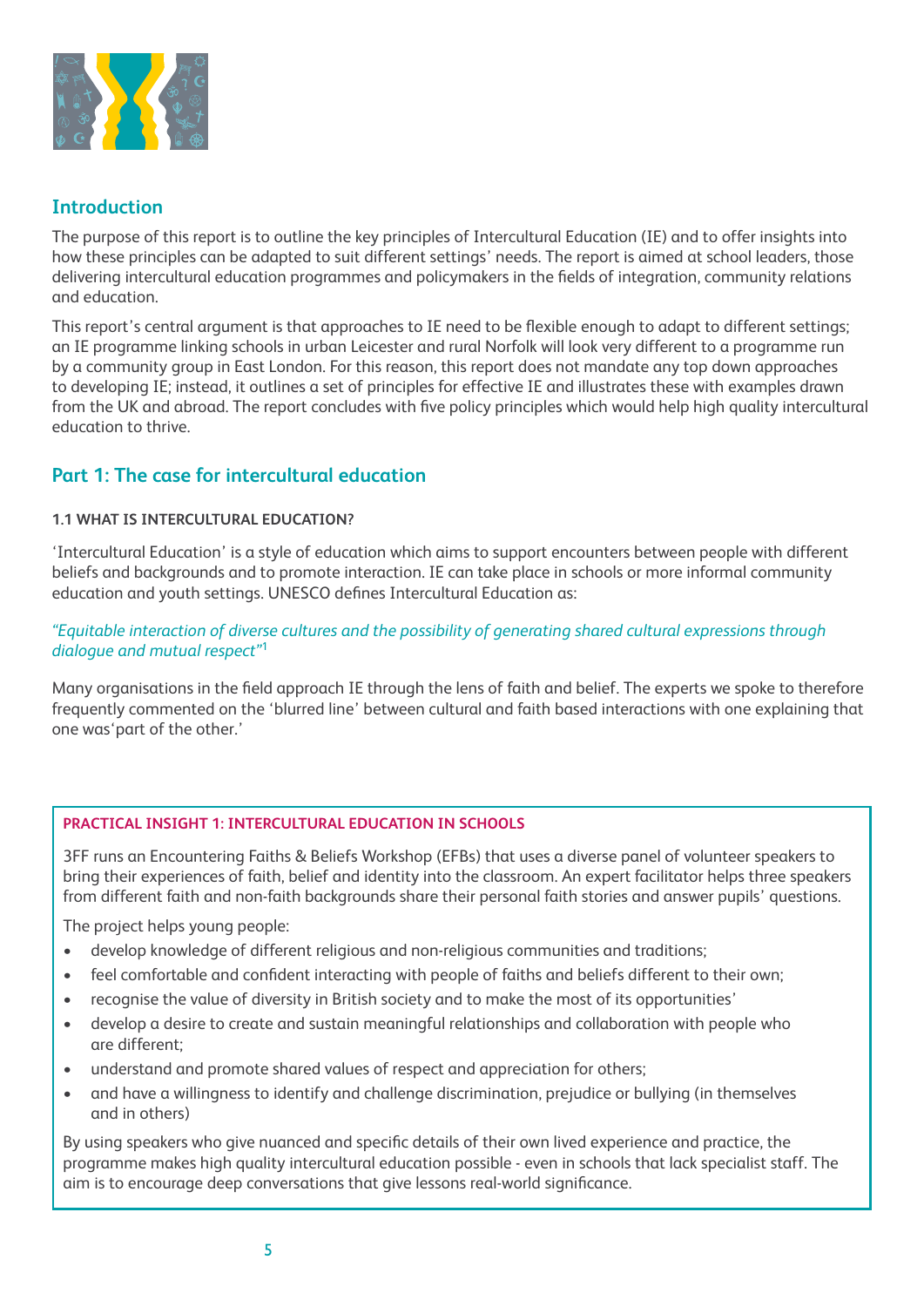## Introduction

The purpose of this report is to outline the key principles of Intercultural Education (IE) and to offer insights into how these principles can be adapted to suit different settings' needs. The report is aimed at school leaders, those delivering intercultural education programmes and policymakers in the fields of integration, community relations and education.

This report's central argument is that approaches to IE need to be flexible enough to adapt to different settings; an IE programme linking schools in urban Leicester and rural Norfolk will look very different to a programme run by a community group in East London. For this reason, this report does not mandate any top down approaches to developing IE; instead, it outlines a set of principles for effective IE and illustrates these with examples drawn from the UK and abroad. The report concludes with five policy principles which would help high quality intercultural education to thrive.

## Part 1: The case for intercultural education

#### 1.1 WHAT IS INTERCULTURAL EDUCATION?

'Intercultural Education' is a style of education which aims to support encounters between people with different beliefs and backgrounds and to promote interaction. IE can take place in schools or more informal community education and youth settings. UNESCO defines Intercultural Education as:

*"Equitable interaction of diverse cultures and the possibility of generating shared cultural expressions through dialogue and mutual respect"*[1]

Many organisations in the field approach IE through the lens of faith and belief. The experts we spoke to therefore frequently commented on the 'blurred line' between cultural and faith based interactions with one explaining that one was'part of the other.'

#### PRACTICAL INSIGHT 1: INTERCULTURAL EDUCATION IN SCHOOLS

3FF runs an Encountering Faiths & Beliefs Workshop (EFBs) that uses a diverse panel of volunteer speakers to bring their experiences of faith, belief and identity into the classroom. An expert facilitator helps three speakers from different faith and non-faith backgrounds share their personal faith stories and answer pupils' questions.

The project helps young people:

- develop knowledge of different religious and non-religious communities and traditions;
- feel comfortable and confident interacting with people of faiths and beliefs different to their own;
- recognise the value of diversity in British society and to make the most of its opportunities'
- develop a desire to create and sustain meaningful relationships and collaboration with people who are different;
- understand and promote shared values of respect and appreciation for others;
- and have a willingness to identify and challenge discrimination, prejudice or bullying (in themselves and in others)

By using speakers who give nuanced and specific details of their own lived experience and practice, the programme makes high quality intercultural education possible - even in schools that lack specialist staff. The aim is to encourage deep conversations that give lessons real-world significance.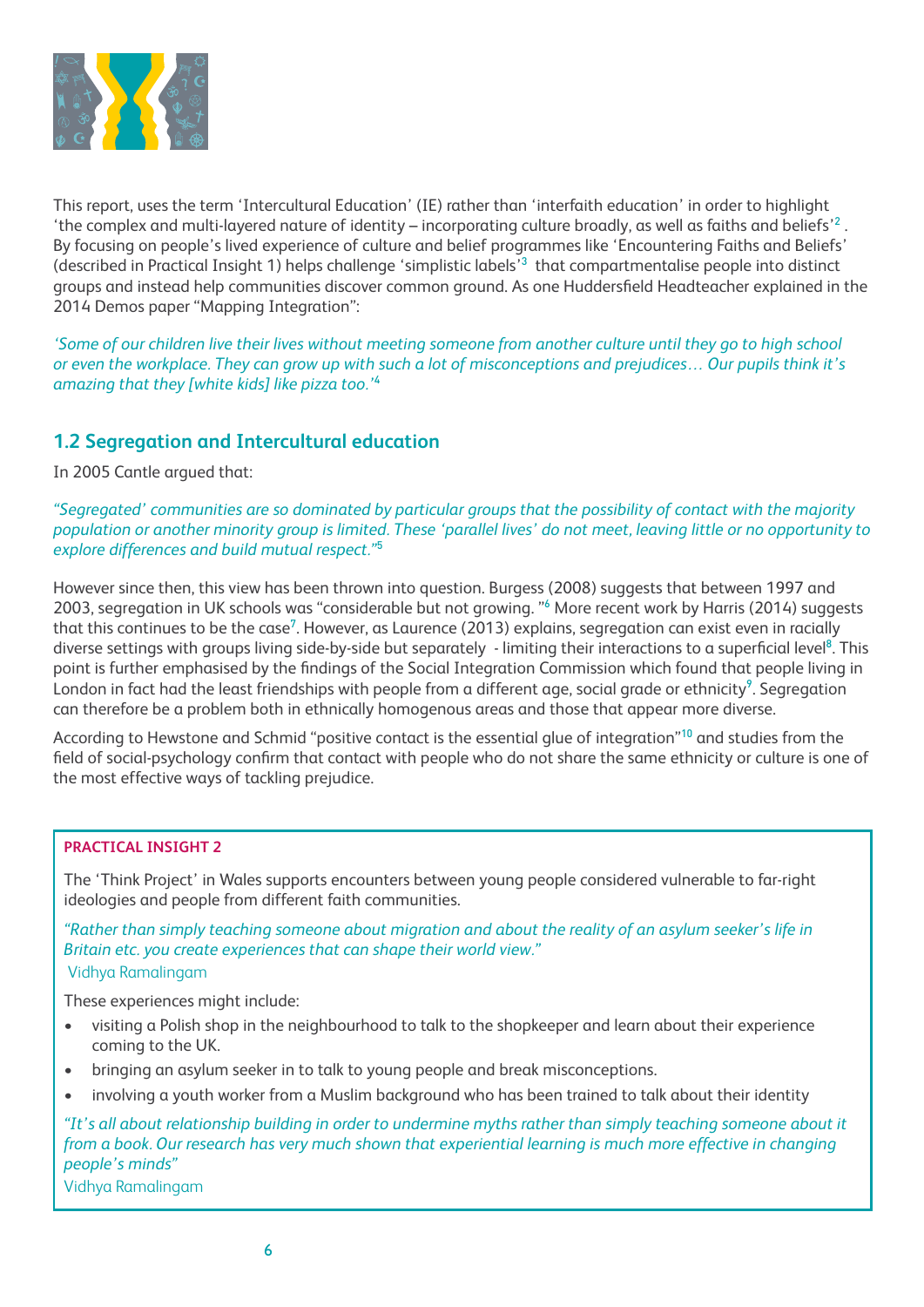This report, uses the term 'Intercultural Education' (IE) rather than 'interfaith education' in order to highlight 'the complex and multi-layered nature of identity – incorporating culture broadly, as well as faiths and beliefs'[2] . By focusing on people's lived experience of culture and belief programmes like 'Encountering Faiths and Beliefs' (described in Practical Insight 1) helps challenge 'simplistic labels'[3] that compartmentalise people into distinct groups and instead help communities discover common ground. As one Huddersfield Headteacher explained in the 2014 Demos paper "Mapping Integration":

*'Some of our children live their lives without meeting someone from another culture until they go to high school or even the workplace. They can grow up with such a lot of misconceptions and prejudices… Our pupils think it's amazing that they [white kids] like pizza too.'*[4]

## 1.2 Segregation and Intercultural education

In 2005 Cantle argued that:

*"Segregated' communities are so dominated by particular groups that the possibility of contact with the majority population or another minority group is limited. These 'parallel lives' do not meet, leaving little or no opportunity to explore differences and build mutual respect."*[5]

However since then, this view has been thrown into question. Burgess (2008) suggests that between 1997 and 2003, segregation in UK schools was "considerable but not growing. "[6] More recent work by Harris (2014) suggests that this continues to be the case[7]. However, as Laurence (2013) explains, segregation can exist even in racially diverse settings with groups living side-by-side but separately - limiting their interactions to a superficial level[8]. This point is further emphasised by the findings of the Social Integration Commission which found that people living in London in fact had the least friendships with people from a different age, social grade or ethnicity[9]. Segregation can therefore be a problem both in ethnically homogenous areas and those that appear more diverse.

According to Hewstone and Schmid "positive contact is the essential glue of integration"[10] and studies from the field of social-psychology confirm that contact with people who do not share the same ethnicity or culture is one of the most effective ways of tackling prejudice.

**PRACTICAL INSIGHT 2**

The 'Think Project' in Wales supports encounters between young people considered vulnerable to far-right ideologies and people from different faith communities.

*"Rather than simply teaching someone about migration and about the reality of an asylum seeker's life in Britain etc. you create experiences that can shape their world view."*
Vidhya Ramalingam

These experiences might include:

- visiting a Polish shop in the neighbourhood to talk to the shopkeeper and learn about their experience coming to the UK.
- bringing an asylum seeker in to talk to young people and break misconceptions.
- involving a youth worker from a Muslim background who has been trained to talk about their identity

*"It's all about relationship building in order to undermine myths rather than simply teaching someone about it from a book. Our research has very much shown that experiential learning is much more effective in changing people's minds"*
Vidhya Ramalingam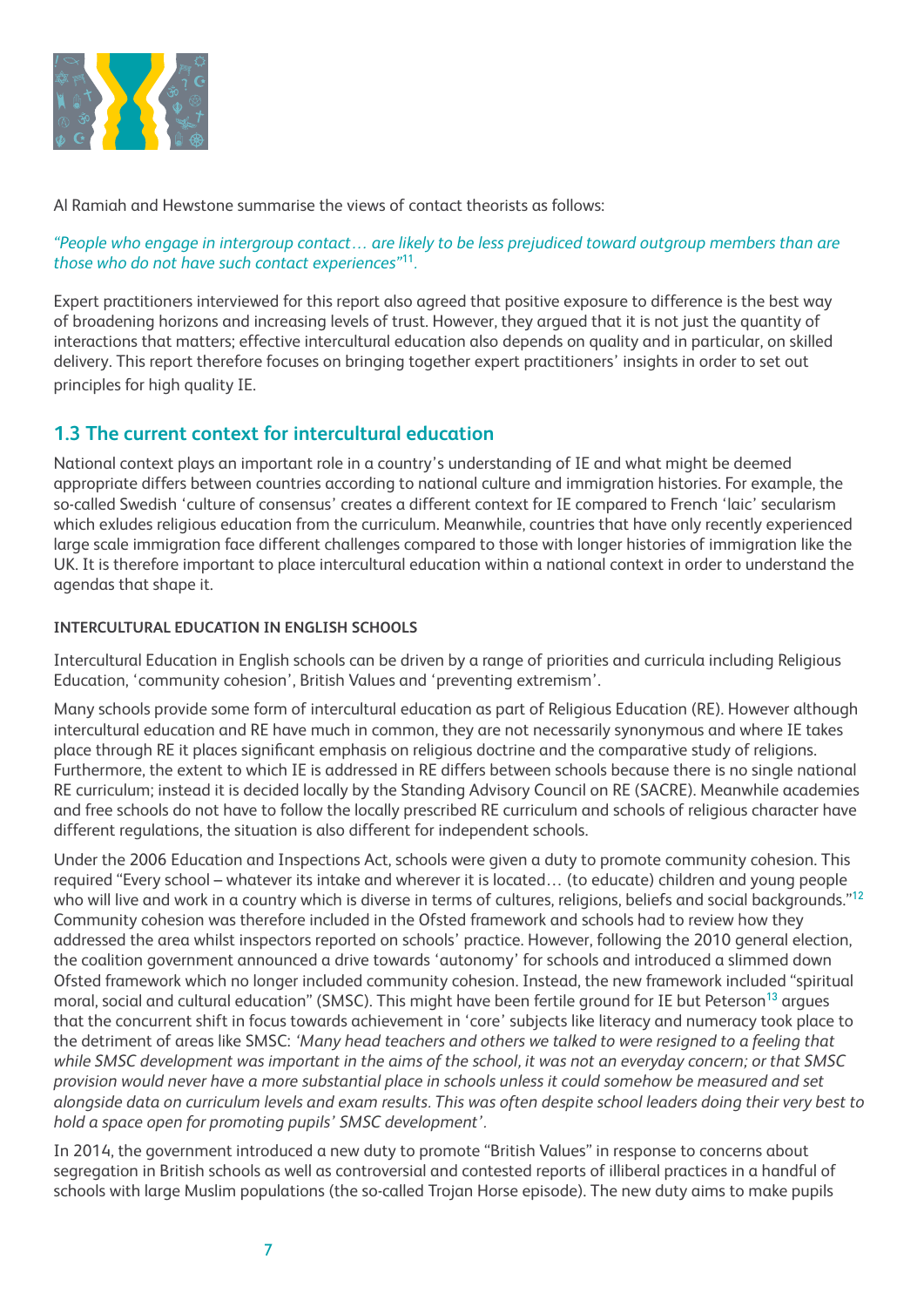Al Ramiah and Hewstone summarise the views of contact theorists as follows:

*"People who engage in intergroup contact… are likely to be less prejudiced toward outgroup members than are those who do not have such contact experiences"*[11].

Expert practitioners interviewed for this report also agreed that positive exposure to difference is the best way of broadening horizons and increasing levels of trust. However, they argued that it is not just the quantity of interactions that matters; effective intercultural education also depends on quality and in particular, on skilled delivery. This report therefore focuses on bringing together expert practitioners' insights in order to set out principles for high quality IE.

## 1.3 The current context for intercultural education

National context plays an important role in a country's understanding of IE and what might be deemed appropriate differs between countries according to national culture and immigration histories. For example, the so-called Swedish 'culture of consensus' creates a different context for IE compared to French 'laic' secularism which exludes religious education from the curriculum. Meanwhile, countries that have only recently experienced large scale immigration face different challenges compared to those with longer histories of immigration like the UK. It is therefore important to place intercultural education within a national context in order to understand the agendas that shape it.

### INTERCULTURAL EDUCATION IN ENGLISH SCHOOLS

Intercultural Education in English schools can be driven by a range of priorities and curricula including Religious Education, 'community cohesion', British Values and 'preventing extremism'.

Many schools provide some form of intercultural education as part of Religious Education (RE). However although intercultural education and RE have much in common, they are not necessarily synonymous and where IE takes place through RE it places significant emphasis on religious doctrine and the comparative study of religions. Furthermore, the extent to which IE is addressed in RE differs between schools because there is no single national RE curriculum; instead it is decided locally by the Standing Advisory Council on RE (SACRE). Meanwhile academies and free schools do not have to follow the locally prescribed RE curriculum and schools of religious character have different regulations, the situation is also different for independent schools.

Under the 2006 Education and Inspections Act, schools were given a duty to promote community cohesion. This required "Every school – whatever its intake and wherever it is located… (to educate) children and young people who will live and work in a country which is diverse in terms of cultures, religions, beliefs and social backgrounds."[12] Community cohesion was therefore included in the Ofsted framework and schools had to review how they addressed the area whilst inspectors reported on schools' practice. However, following the 2010 general election, the coalition government announced a drive towards 'autonomy' for schools and introduced a slimmed down Ofsted framework which no longer included community cohesion. Instead, the new framework included "spiritual moral, social and cultural education" (SMSC). This might have been fertile ground for IE but Peterson[13] argues that the concurrent shift in focus towards achievement in 'core' subjects like literacy and numeracy took place to the detriment of areas like SMSC: *'Many head teachers and others we talked to were resigned to a feeling that while SMSC development was important in the aims of the school, it was not an everyday concern; or that SMSC provision would never have a more substantial place in schools unless it could somehow be measured and set alongside data on curriculum levels and exam results. This was often despite school leaders doing their very best to hold a space open for promoting pupils' SMSC development'.*

In 2014, the government introduced a new duty to promote "British Values" in response to concerns about segregation in British schools as well as controversial and contested reports of illiberal practices in a handful of schools with large Muslim populations (the so-called Trojan Horse episode). The new duty aims to make pupils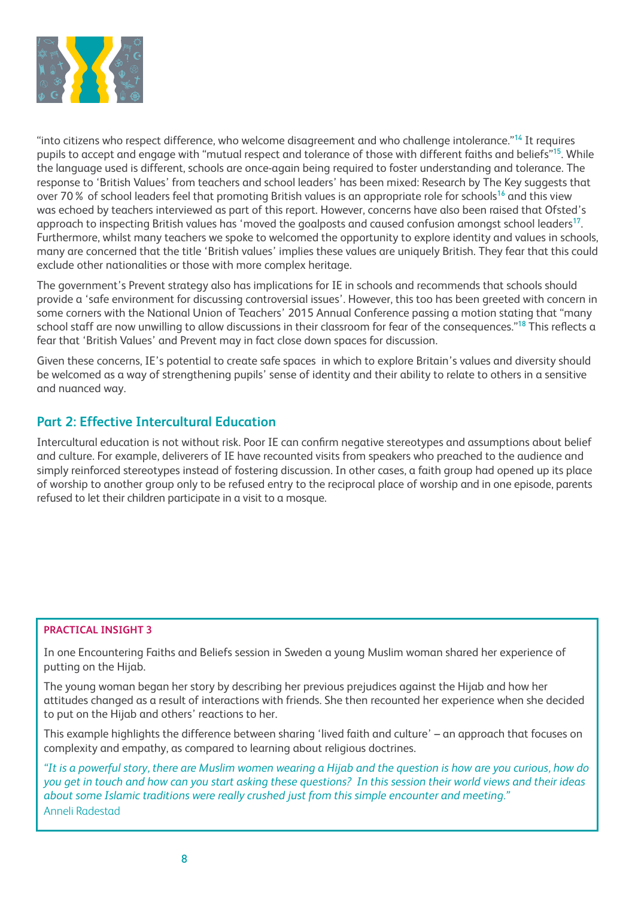"into citizens who respect difference, who welcome disagreement and who challenge intolerance."[14] It requires pupils to accept and engage with "mutual respect and tolerance of those with different faiths and beliefs"[15]. While the language used is different, schools are once-again being required to foster understanding and tolerance. The response to 'British Values' from teachers and school leaders' has been mixed: Research by The Key suggests that over 70 % of school leaders feel that promoting British values is an appropriate role for schools[16] and this view was echoed by teachers interviewed as part of this report. However, concerns have also been raised that Ofsted's approach to inspecting British values has 'moved the goalposts and caused confusion amongst school leaders[17]. Furthermore, whilst many teachers we spoke to welcomed the opportunity to explore identity and values in schools, many are concerned that the title 'British values' implies these values are uniquely British. They fear that this could exclude other nationalities or those with more complex heritage.

The government's Prevent strategy also has implications for IE in schools and recommends that schools should provide a 'safe environment for discussing controversial issues'. However, this too has been greeted with concern in some corners with the National Union of Teachers' 2015 Annual Conference passing a motion stating that "many school staff are now unwilling to allow discussions in their classroom for fear of the consequences."[18] This reflects a fear that 'British Values' and Prevent may in fact close down spaces for discussion.

Given these concerns, IE's potential to create safe spaces in which to explore Britain's values and diversity should be welcomed as a way of strengthening pupils' sense of identity and their ability to relate to others in a sensitive and nuanced way.

## Part 2: Effective Intercultural Education

Intercultural education is not without risk. Poor IE can confirm negative stereotypes and assumptions about belief and culture. For example, deliverers of IE have recounted visits from speakers who preached to the audience and simply reinforced stereotypes instead of fostering discussion. In other cases, a faith group had opened up its place of worship to another group only to be refused entry to the reciprocal place of worship and in one episode, parents refused to let their children participate in a visit to a mosque.

**PRACTICAL INSIGHT 3**

In one Encountering Faiths and Beliefs session in Sweden a young Muslim woman shared her experience of putting on the Hijab.

The young woman began her story by describing her previous prejudices against the Hijab and how her attitudes changed as a result of interactions with friends. She then recounted her experience when she decided to put on the Hijab and others' reactions to her.

This example highlights the difference between sharing 'lived faith and culture' – an approach that focuses on complexity and empathy, as compared to learning about religious doctrines.

*"It is a powerful story, there are Muslim women wearing a Hijab and the question is how are you curious, how do you get in touch and how can you start asking these questions? In this session their world views and their ideas about some Islamic traditions were really crushed just from this simple encounter and meeting."*
Anneli Radestad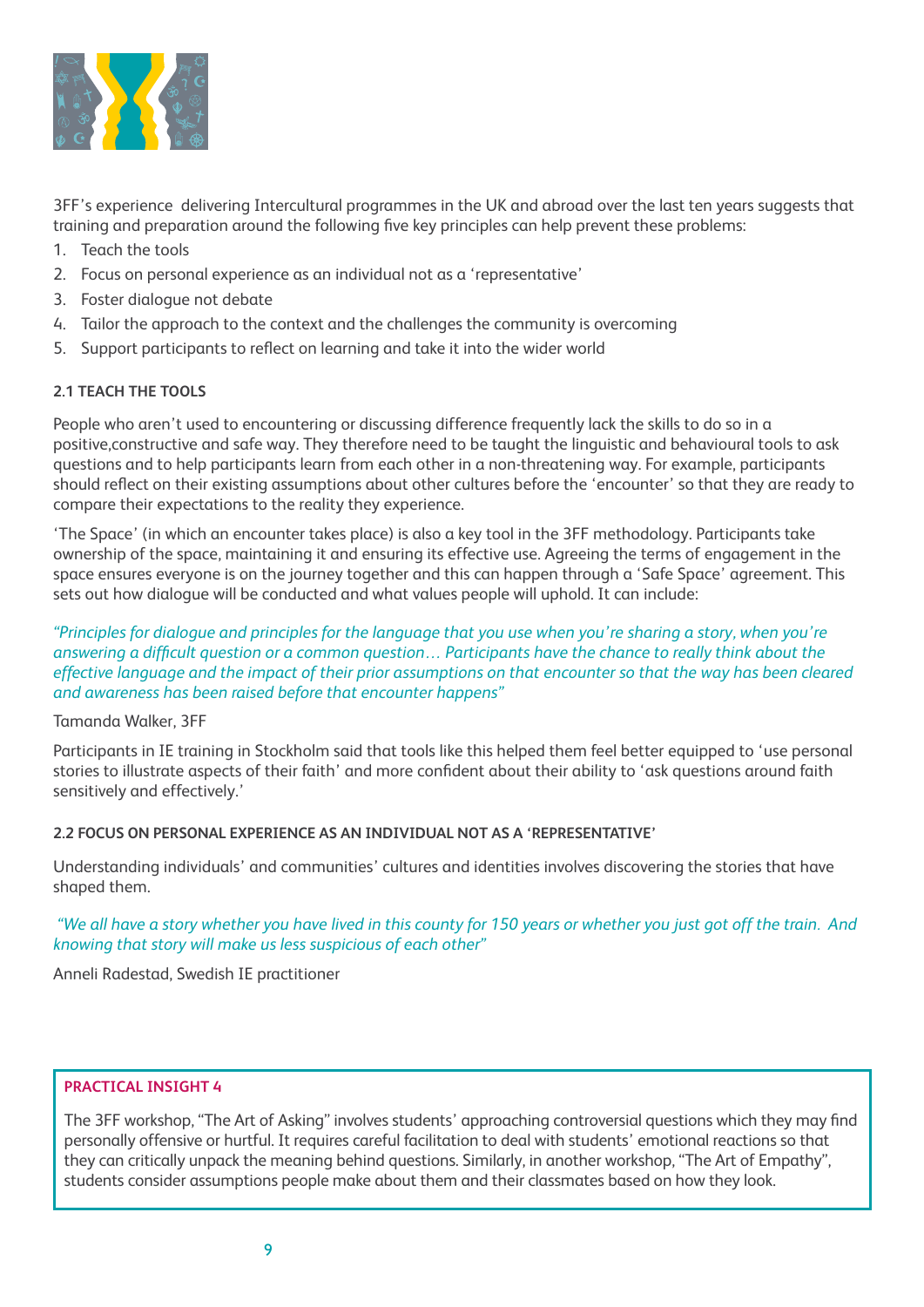3FF's experience delivering Intercultural programmes in the UK and abroad over the last ten years suggests that training and preparation around the following five key principles can help prevent these problems:

1. Teach the tools
2. Focus on personal experience as an individual not as a 'representative'
3. Foster dialogue not debate
4. Tailor the approach to the context and the challenges the community is overcoming
5. Support participants to reflect on learning and take it into the wider world

### 2.1 TEACH THE TOOLS

People who aren't used to encountering or discussing difference frequently lack the skills to do so in a positive,constructive and safe way. They therefore need to be taught the linguistic and behavioural tools to ask questions and to help participants learn from each other in a non-threatening way. For example, participants should reflect on their existing assumptions about other cultures before the 'encounter' so that they are ready to compare their expectations to the reality they experience.

'The Space' (in which an encounter takes place) is also a key tool in the 3FF methodology. Participants take ownership of the space, maintaining it and ensuring its effective use. Agreeing the terms of engagement in the space ensures everyone is on the journey together and this can happen through a 'Safe Space' agreement. This sets out how dialogue will be conducted and what values people will uphold. It can include:

*"Principles for dialogue and principles for the language that you use when you're sharing a story, when you're answering a difficult question or a common question… Participants have the chance to really think about the effective language and the impact of their prior assumptions on that encounter so that the way has been cleared and awareness has been raised before that encounter happens"*

Tamanda Walker, 3FF

Participants in IE training in Stockholm said that tools like this helped them feel better equipped to 'use personal stories to illustrate aspects of their faith' and more confident about their ability to 'ask questions around faith sensitively and effectively.'

### 2.2 FOCUS ON PERSONAL EXPERIENCE AS AN INDIVIDUAL NOT AS A 'REPRESENTATIVE'

Understanding individuals' and communities' cultures and identities involves discovering the stories that have shaped them.

*"We all have a story whether you have lived in this county for 150 years or whether you just got off the train. And knowing that story will make us less suspicious of each other"*

Anneli Radestad, Swedish IE practitioner

**PRACTICAL INSIGHT 4**

The 3FF workshop, "The Art of Asking" involves students' approaching controversial questions which they may find personally offensive or hurtful. It requires careful facilitation to deal with students' emotional reactions so that they can critically unpack the meaning behind questions. Similarly, in another workshop, "The Art of Empathy", students consider assumptions people make about them and their classmates based on how they look.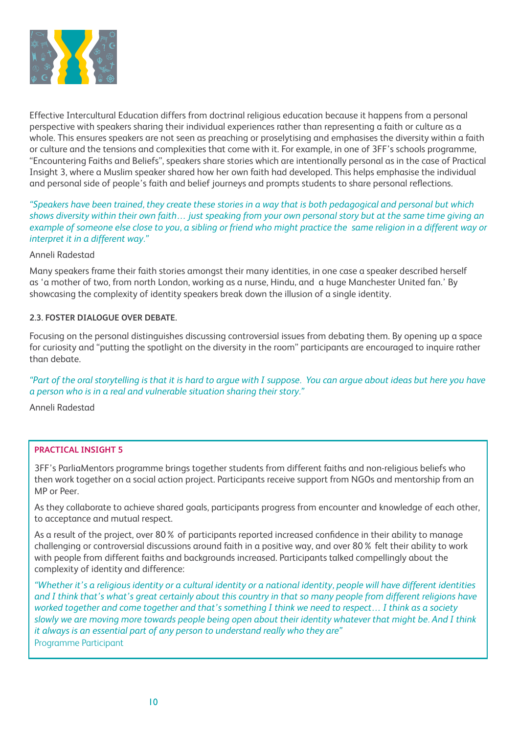Effective Intercultural Education differs from doctrinal religious education because it happens from a personal perspective with speakers sharing their individual experiences rather than representing a faith or culture as a whole. This ensures speakers are not seen as preaching or proselytising and emphasises the diversity within a faith or culture and the tensions and complexities that come with it. For example, in one of 3FF's schools programme, "Encountering Faiths and Beliefs", speakers share stories which are intentionally personal as in the case of Practical Insight 3, where a Muslim speaker shared how her own faith had developed. This helps emphasise the individual and personal side of people's faith and belief journeys and prompts students to share personal reflections.

*"Speakers have been trained, they create these stories in a way that is both pedagogical and personal but which shows diversity within their own faith… just speaking from your own personal story but at the same time giving an example of someone else close to you, a sibling or friend who might practice the same religion in a different way or interpret it in a different way."*

Anneli Radestad

Many speakers frame their faith stories amongst their many identities, in one case a speaker described herself as 'a mother of two, from north London, working as a nurse, Hindu, and a huge Manchester United fan.' By showcasing the complexity of identity speakers break down the illusion of a single identity.

### 2.3. FOSTER DIALOGUE OVER DEBATE.

Focusing on the personal distinguishes discussing controversial issues from debating them. By opening up a space for curiosity and "putting the spotlight on the diversity in the room" participants are encouraged to inquire rather than debate.

*"Part of the oral storytelling is that it is hard to argue with I suppose. You can argue about ideas but here you have a person who is in a real and vulnerable situation sharing their story."*

Anneli Radestad

> **PRACTICAL INSIGHT 5**
>
> 3FF's ParliaMentors programme brings together students from different faiths and non-religious beliefs who then work together on a social action project. Participants receive support from NGOs and mentorship from an MP or Peer.
>
> As they collaborate to achieve shared goals, participants progress from encounter and knowledge of each other, to acceptance and mutual respect.
>
> As a result of the project, over 80% of participants reported increased confidence in their ability to manage challenging or controversial discussions around faith in a positive way, and over 80% felt their ability to work with people from different faiths and backgrounds increased. Participants talked compellingly about the complexity of identity and difference:
>
> *"Whether it's a religious identity or a cultural identity or a national identity, people will have different identities and I think that's what's great certainly about this country in that so many people from different religions have worked together and come together and that's something I think we need to respect… I think as a society slowly we are moving more towards people being open about their identity whatever that might be. And I think it always is an essential part of any person to understand really who they are"*
> Programme Participant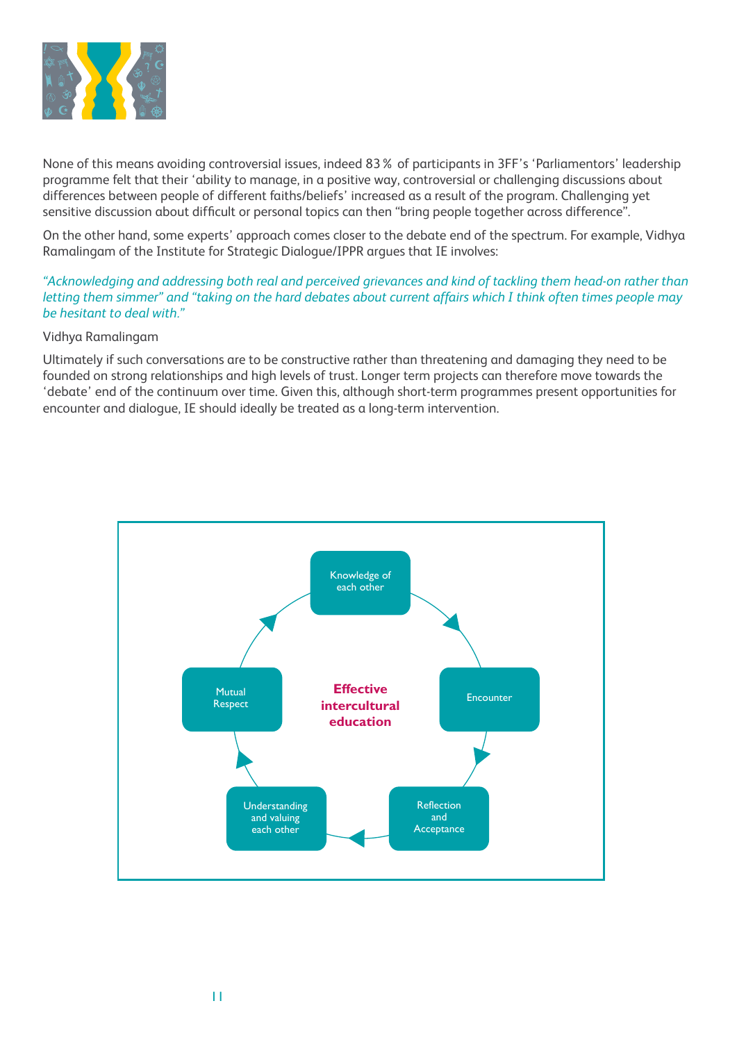None of this means avoiding controversial issues, indeed 83% of participants in 3FF's 'Parliamentors' leadership programme felt that their 'ability to manage, in a positive way, controversial or challenging discussions about differences between people of different faiths/beliefs' increased as a result of the program. Challenging yet sensitive discussion about difficult or personal topics can then "bring people together across difference".

On the other hand, some experts' approach comes closer to the debate end of the spectrum. For example, Vidhya Ramalingam of the Institute for Strategic Dialogue/IPPR argues that IE involves:

*"Acknowledging and addressing both real and perceived grievances and kind of tackling them head-on rather than letting them simmer" and "taking on the hard debates about current affairs which I think often times people may be hesitant to deal with."*

Vidhya Ramalingam

Ultimately if such conversations are to be constructive rather than threatening and damaging they need to be founded on strong relationships and high levels of trust. Longer term projects can therefore move towards the 'debate' end of the continuum over time. Given this, although short-term programmes present opportunities for encounter and dialogue, IE should ideally be treated as a long-term intervention.

**Effective intercultural education**

Knowledge of each other → Encounter → Reflection and Acceptance → Understanding and valuing each other → Mutual Respect → Knowledge of each other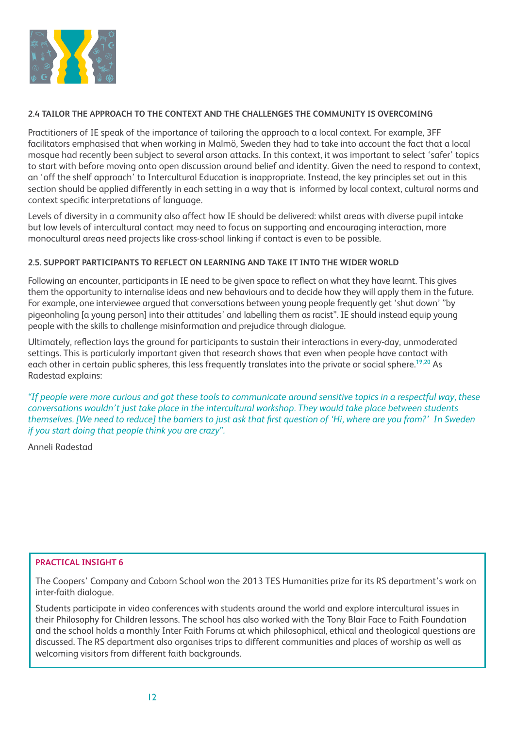### 2.4 TAILOR THE APPROACH TO THE CONTEXT AND THE CHALLENGES THE COMMUNITY IS OVERCOMING

Practitioners of IE speak of the importance of tailoring the approach to a local context. For example, 3FF facilitators emphasised that when working in Malmö, Sweden they had to take into account the fact that a local mosque had recently been subject to several arson attacks. In this context, it was important to select 'safer' topics to start with before moving onto open discussion around belief and identity. Given the need to respond to context, an 'off the shelf approach' to Intercultural Education is inappropriate. Instead, the key principles set out in this section should be applied differently in each setting in a way that is informed by local context, cultural norms and context specific interpretations of language.

Levels of diversity in a community also affect how IE should be delivered: whilst areas with diverse pupil intake but low levels of intercultural contact may need to focus on supporting and encouraging interaction, more monocultural areas need projects like cross-school linking if contact is even to be possible.

### 2.5. SUPPORT PARTICIPANTS TO REFLECT ON LEARNING AND TAKE IT INTO THE WIDER WORLD

Following an encounter, participants in IE need to be given space to reflect on what they have learnt. This gives them the opportunity to internalise ideas and new behaviours and to decide how they will apply them in the future. For example, one interviewee argued that conversations between young people frequently get 'shut down' "by pigeonholing [a young person] into their attitudes' and labelling them as racist". IE should instead equip young people with the skills to challenge misinformation and prejudice through dialogue.

Ultimately, reflection lays the ground for participants to sustain their interactions in every-day, unmoderated settings. This is particularly important given that research shows that even when people have contact with each other in certain public spheres, this less frequently translates into the private or social sphere.[19,20] As Radestad explains:

*"If people were more curious and got these tools to communicate around sensitive topics in a respectful way, these conversations wouldn't just take place in the intercultural workshop. They would take place between students themselves. [We need to reduce] the barriers to just ask that first question of 'Hi, where are you from?' In Sweden if you start doing that people think you are crazy".*

Anneli Radestad

**PRACTICAL INSIGHT 6**

The Coopers' Company and Coborn School won the 2013 TES Humanities prize for its RS department's work on inter-faith dialogue.

Students participate in video conferences with students around the world and explore intercultural issues in their Philosophy for Children lessons. The school has also worked with the Tony Blair Face to Faith Foundation and the school holds a monthly Inter Faith Forums at which philosophical, ethical and theological questions are discussed. The RS department also organises trips to different communities and places of worship as well as welcoming visitors from different faith backgrounds.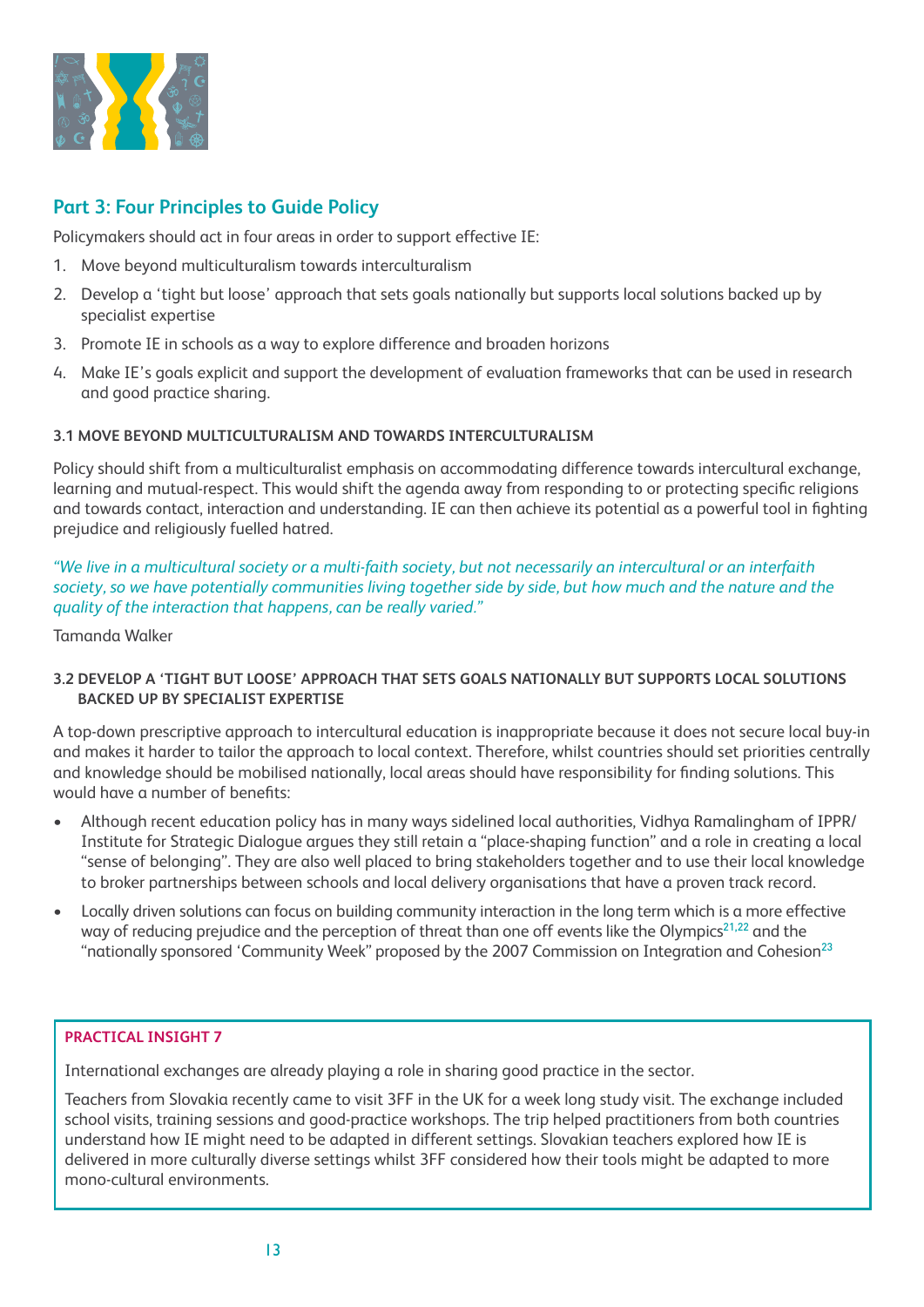## Part 3: Four Principles to Guide Policy

Policymakers should act in four areas in order to support effective IE:

1. Move beyond multiculturalism towards interculturalism
2. Develop a 'tight but loose' approach that sets goals nationally but supports local solutions backed up by specialist expertise
3. Promote IE in schools as a way to explore difference and broaden horizons
4. Make IE's goals explicit and support the development of evaluation frameworks that can be used in research and good practice sharing.

### 3.1 MOVE BEYOND MULTICULTURALISM AND TOWARDS INTERCULTURALISM

Policy should shift from a multiculturalist emphasis on accommodating difference towards intercultural exchange, learning and mutual-respect. This would shift the agenda away from responding to or protecting specific religions and towards contact, interaction and understanding. IE can then achieve its potential as a powerful tool in fighting prejudice and religiously fuelled hatred.

*"We live in a multicultural society or a multi-faith society, but not necessarily an intercultural or an interfaith society, so we have potentially communities living together side by side, but how much and the nature and the quality of the interaction that happens, can be really varied."*

Tamanda Walker

### 3.2 DEVELOP A 'TIGHT BUT LOOSE' APPROACH THAT SETS GOALS NATIONALLY BUT SUPPORTS LOCAL SOLUTIONS BACKED UP BY SPECIALIST EXPERTISE

A top-down prescriptive approach to intercultural education is inappropriate because it does not secure local buy-in and makes it harder to tailor the approach to local context. Therefore, whilst countries should set priorities centrally and knowledge should be mobilised nationally, local areas should have responsibility for finding solutions. This would have a number of benefits:

- Although recent education policy has in many ways sidelined local authorities, Vidhya Ramalingham of IPPR/ Institute for Strategic Dialogue argues they still retain a "place-shaping function" and a role in creating a local "sense of belonging". They are also well placed to bring stakeholders together and to use their local knowledge to broker partnerships between schools and local delivery organisations that have a proven track record.
- Locally driven solutions can focus on building community interaction in the long term which is a more effective way of reducing prejudice and the perception of threat than one off events like the Olympics[21,22] and the "nationally sponsored 'Community Week" proposed by the 2007 Commission on Integration and Cohesion[23]

**PRACTICAL INSIGHT 7**

International exchanges are already playing a role in sharing good practice in the sector.

Teachers from Slovakia recently came to visit 3FF in the UK for a week long study visit. The exchange included school visits, training sessions and good-practice workshops. The trip helped practitioners from both countries understand how IE might need to be adapted in different settings. Slovakian teachers explored how IE is delivered in more culturally diverse settings whilst 3FF considered how their tools might be adapted to more mono-cultural environments.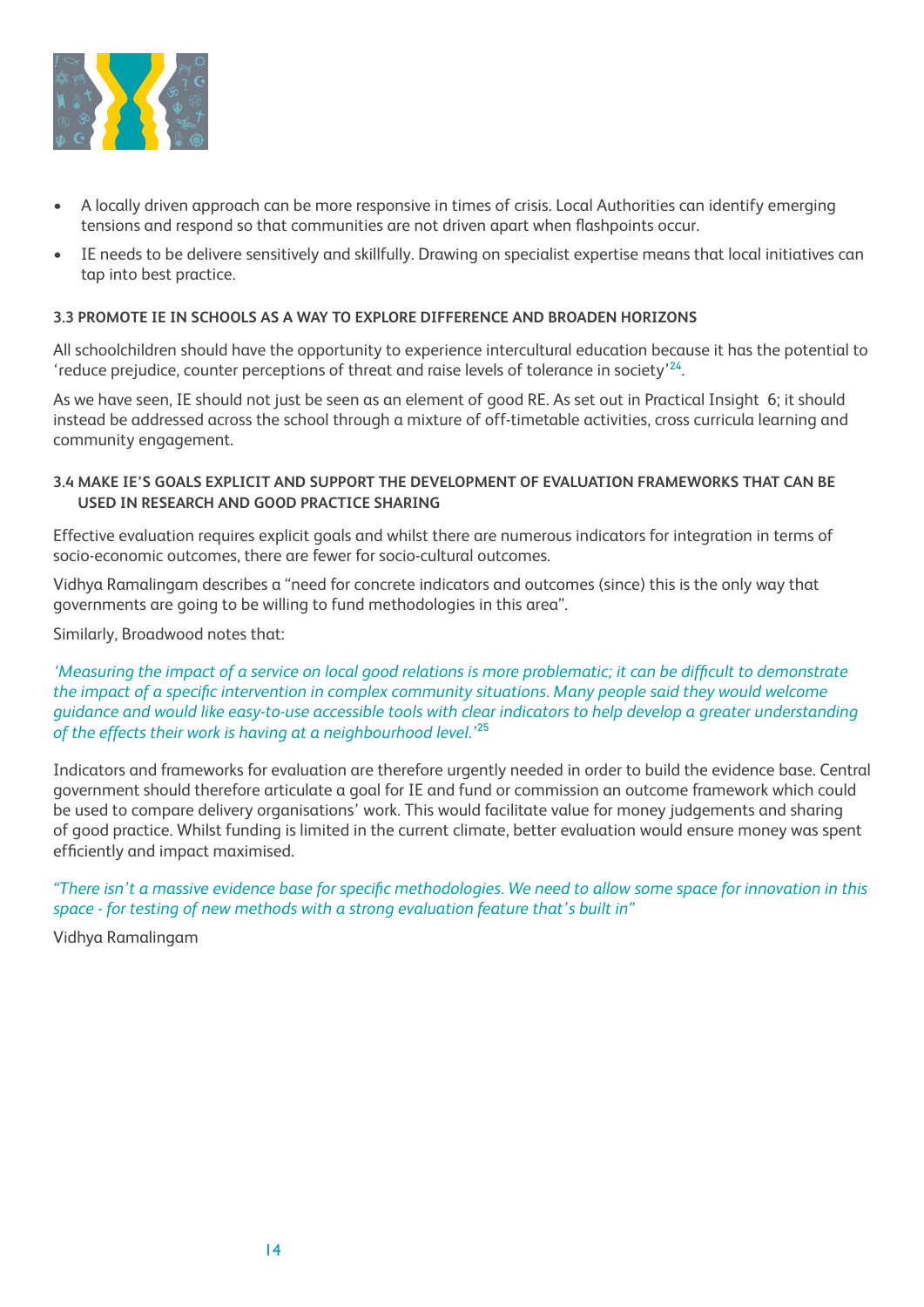- A locally driven approach can be more responsive in times of crisis. Local Authorities can identify emerging tensions and respond so that communities are not driven apart when flashpoints occur.
- IE needs to be delivere sensitively and skillfully. Drawing on specialist expertise means that local initiatives can tap into best practice.

#### 3.3 PROMOTE IE IN SCHOOLS AS A WAY TO EXPLORE DIFFERENCE AND BROADEN HORIZONS

All schoolchildren should have the opportunity to experience intercultural education because it has the potential to 'reduce prejudice, counter perceptions of threat and raise levels of tolerance in society'[24].

As we have seen, IE should not just be seen as an element of good RE. As set out in Practical Insight 6; it should instead be addressed across the school through a mixture of off-timetable activities, cross curricula learning and community engagement.

#### 3.4 MAKE IE'S GOALS EXPLICIT AND SUPPORT THE DEVELOPMENT OF EVALUATION FRAMEWORKS THAT CAN BE USED IN RESEARCH AND GOOD PRACTICE SHARING

Effective evaluation requires explicit goals and whilst there are numerous indicators for integration in terms of socio-economic outcomes, there are fewer for socio-cultural outcomes.

Vidhya Ramalingam describes a "need for concrete indicators and outcomes (since) this is the only way that governments are going to be willing to fund methodologies in this area".

Similarly, Broadwood notes that:

*'Measuring the impact of a service on local good relations is more problematic; it can be difficult to demonstrate the impact of a specific intervention in complex community situations. Many people said they would welcome guidance and would like easy-to-use accessible tools with clear indicators to help develop a greater understanding of the effects their work is having at a neighbourhood level.'*[25]

Indicators and frameworks for evaluation are therefore urgently needed in order to build the evidence base. Central government should therefore articulate a goal for IE and fund or commission an outcome framework which could be used to compare delivery organisations' work. This would facilitate value for money judgements and sharing of good practice. Whilst funding is limited in the current climate, better evaluation would ensure money was spent efficiently and impact maximised.

*"There isn't a massive evidence base for specific methodologies. We need to allow some space for innovation in this space - for testing of new methods with a strong evaluation feature that's built in"*

Vidhya Ramalingam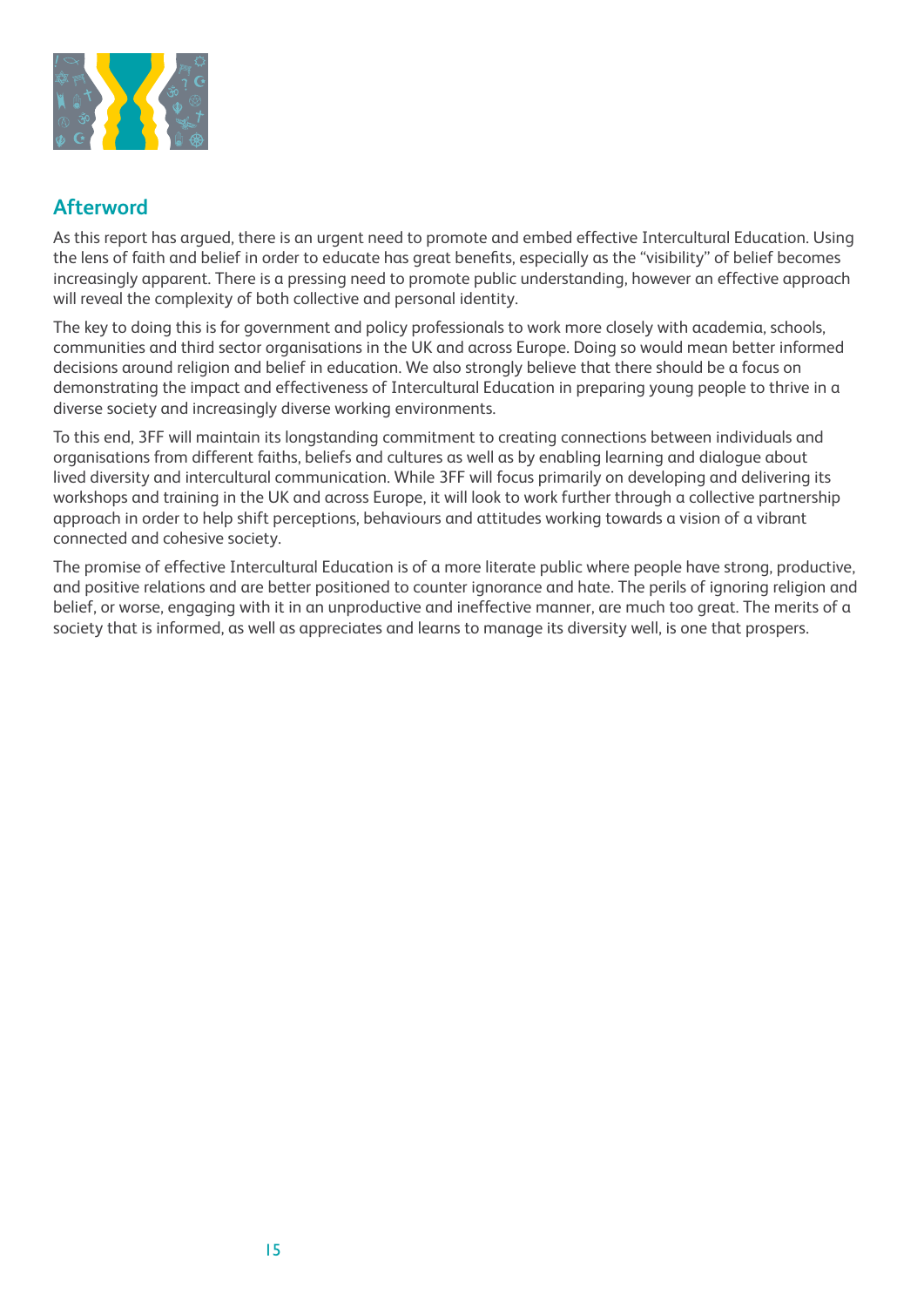## Afterword

As this report has argued, there is an urgent need to promote and embed effective Intercultural Education. Using the lens of faith and belief in order to educate has great benefits, especially as the "visibility" of belief becomes increasingly apparent. There is a pressing need to promote public understanding, however an effective approach will reveal the complexity of both collective and personal identity.

The key to doing this is for government and policy professionals to work more closely with academia, schools, communities and third sector organisations in the UK and across Europe. Doing so would mean better informed decisions around religion and belief in education. We also strongly believe that there should be a focus on demonstrating the impact and effectiveness of Intercultural Education in preparing young people to thrive in a diverse society and increasingly diverse working environments.

To this end, 3FF will maintain its longstanding commitment to creating connections between individuals and organisations from different faiths, beliefs and cultures as well as by enabling learning and dialogue about lived diversity and intercultural communication. While 3FF will focus primarily on developing and delivering its workshops and training in the UK and across Europe, it will look to work further through a collective partnership approach in order to help shift perceptions, behaviours and attitudes working towards a vision of a vibrant connected and cohesive society.

The promise of effective Intercultural Education is of a more literate public where people have strong, productive, and positive relations and are better positioned to counter ignorance and hate. The perils of ignoring religion and belief, or worse, engaging with it in an unproductive and ineffective manner, are much too great. The merits of a society that is informed, as well as appreciates and learns to manage its diversity well, is one that prospers.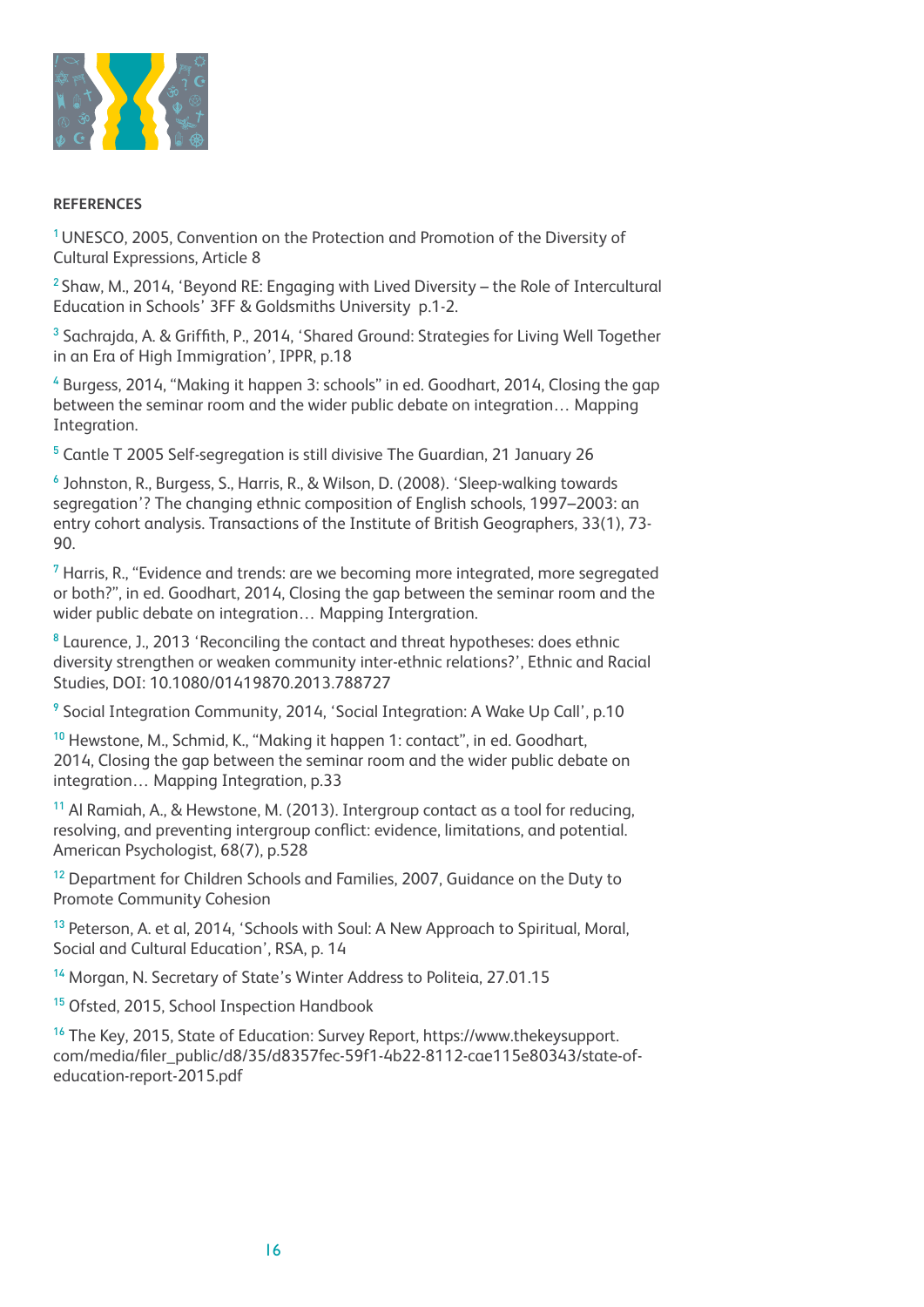**REFERENCES**

[1] UNESCO, 2005, Convention on the Protection and Promotion of the Diversity of Cultural Expressions, Article 8

[2] Shaw, M., 2014, 'Beyond RE: Engaging with Lived Diversity – the Role of Intercultural Education in Schools' 3FF & Goldsmiths University p.1-2.

[3] Sachrajda, A. & Griffith, P., 2014, 'Shared Ground: Strategies for Living Well Together in an Era of High Immigration', IPPR, p.18

[4] Burgess, 2014, "Making it happen 3: schools" in ed. Goodhart, 2014, Closing the gap between the seminar room and the wider public debate on integration… Mapping Integration.

[5] Cantle T 2005 Self-segregation is still divisive The Guardian, 21 January 26

[6] Johnston, R., Burgess, S., Harris, R., & Wilson, D. (2008). 'Sleep-walking towards segregation'? The changing ethnic composition of English schools, 1997–2003: an entry cohort analysis. Transactions of the Institute of British Geographers, 33(1), 73-90.

[7] Harris, R., "Evidence and trends: are we becoming more integrated, more segregated or both?", in ed. Goodhart, 2014, Closing the gap between the seminar room and the wider public debate on integration… Mapping Intergration.

[8] Laurence, J., 2013 'Reconciling the contact and threat hypotheses: does ethnic diversity strengthen or weaken community inter-ethnic relations?', Ethnic and Racial Studies, DOI: 10.1080/01419870.2013.788727

[9] Social Integration Community, 2014, 'Social Integration: A Wake Up Call', p.10

[10] Hewstone, M., Schmid, K., "Making it happen 1: contact", in ed. Goodhart, 2014, Closing the gap between the seminar room and the wider public debate on integration… Mapping Integration, p.33

[11] Al Ramiah, A., & Hewstone, M. (2013). Intergroup contact as a tool for reducing, resolving, and preventing intergroup conflict: evidence, limitations, and potential. American Psychologist, 68(7), p.528

[12] Department for Children Schools and Families, 2007, Guidance on the Duty to Promote Community Cohesion

[13] Peterson, A. et al, 2014, 'Schools with Soul: A New Approach to Spiritual, Moral, Social and Cultural Education', RSA, p. 14

[14] Morgan, N. Secretary of State's Winter Address to Politeia, 27.01.15

[15] Ofsted, 2015, School Inspection Handbook

[16] The Key, 2015, State of Education: Survey Report, https://www.thekeysupport.com/media/filer_public/d8/35/d8357fec-59f1-4b22-8112-cae115e80343/state-of-education-report-2015.pdf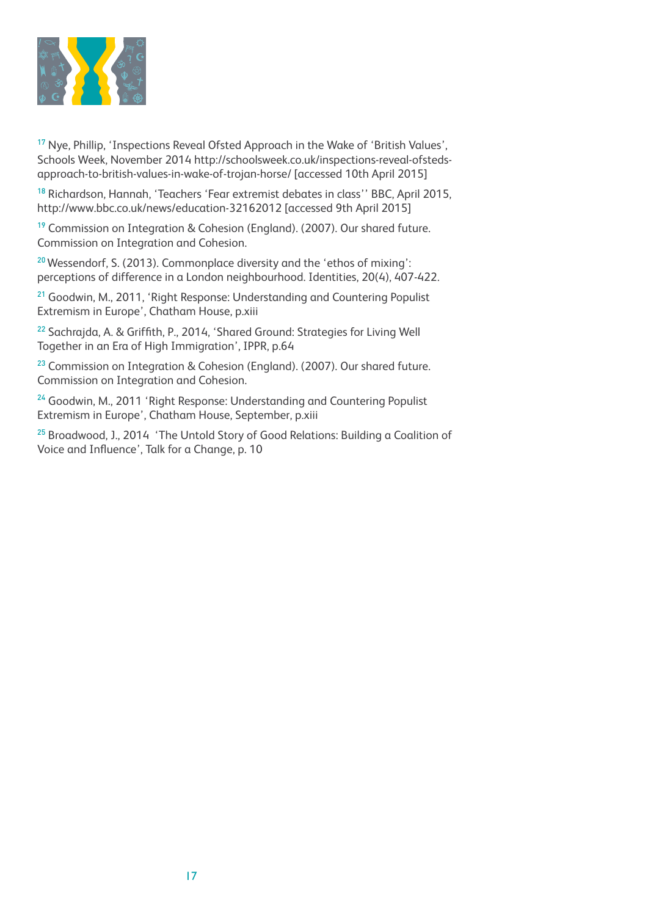[17] Nye, Phillip, 'Inspections Reveal Ofsted Approach in the Wake of 'British Values', Schools Week, November 2014 http://schoolsweek.co.uk/inspections-reveal-ofsteds-approach-to-british-values-in-wake-of-trojan-horse/ [accessed 10th April 2015]

[18] Richardson, Hannah, 'Teachers 'Fear extremist debates in class'' BBC, April 2015, http://www.bbc.co.uk/news/education-32162012 [accessed 9th April 2015]

[19] Commission on Integration & Cohesion (England). (2007). Our shared future. Commission on Integration and Cohesion.

[20] Wessendorf, S. (2013). Commonplace diversity and the 'ethos of mixing': perceptions of difference in a London neighbourhood. Identities, 20(4), 407-422.

[21] Goodwin, M., 2011, 'Right Response: Understanding and Countering Populist Extremism in Europe', Chatham House, p.xiii

[22] Sachrajda, A. & Griffith, P., 2014, 'Shared Ground: Strategies for Living Well Together in an Era of High Immigration', IPPR, p.64

[23] Commission on Integration & Cohesion (England). (2007). Our shared future. Commission on Integration and Cohesion.

[24] Goodwin, M., 2011 'Right Response: Understanding and Countering Populist Extremism in Europe', Chatham House, September, p.xiii

[25] Broadwood, J., 2014 'The Untold Story of Good Relations: Building a Coalition of Voice and Influence', Talk for a Change, p. 10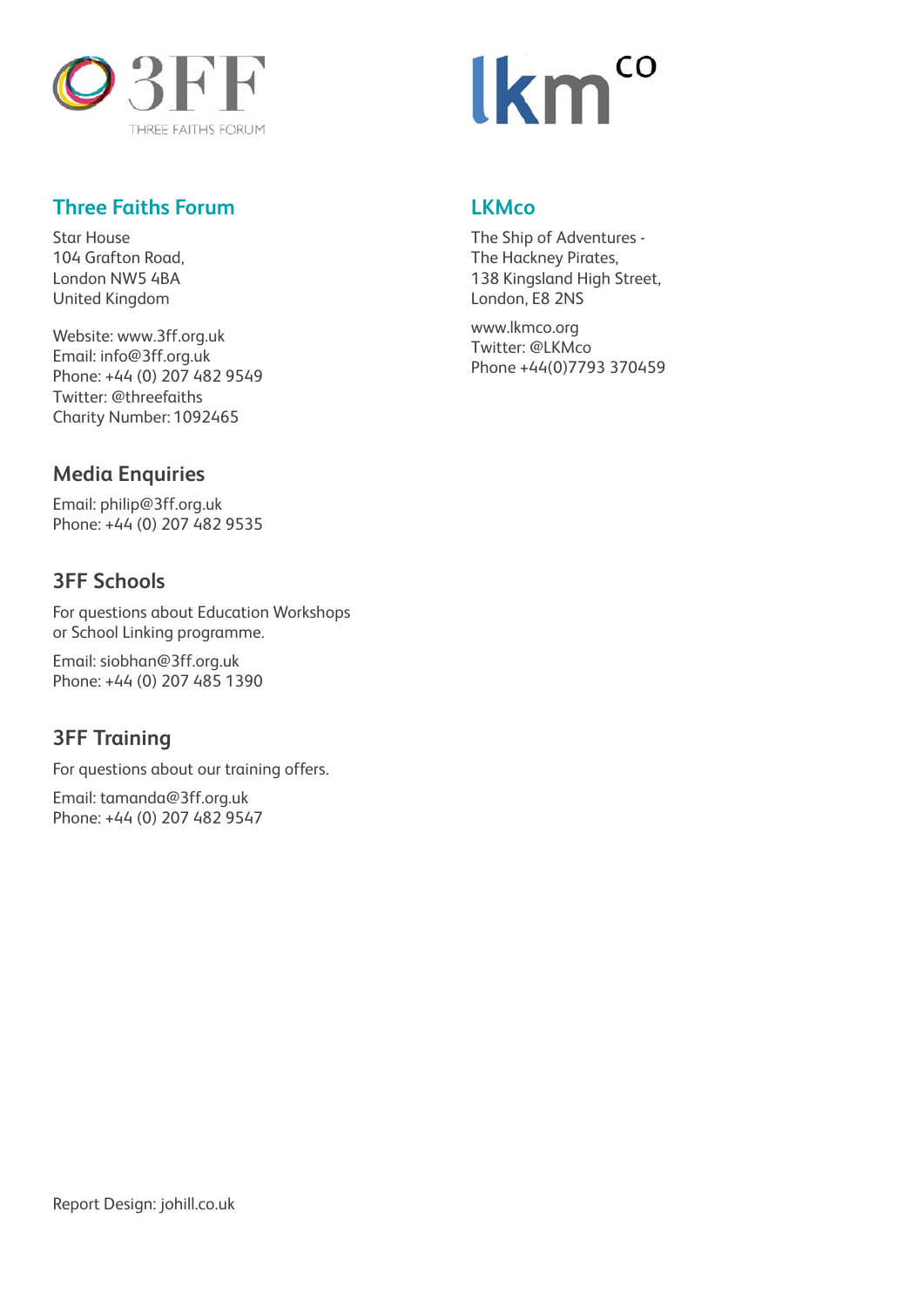3FF
THREE FAITHS FORUM

lkm co

## Three Faiths Forum

Star House
104 Grafton Road,
London NW5 4BA
United Kingdom

Website: www.3ff.org.uk
Email: info@3ff.org.uk
Phone: +44 (0) 207 482 9549
Twitter: @threefaiths
Charity Number: 1092465

## Media Enquiries

Email: philip@3ff.org.uk
Phone: +44 (0) 207 482 9535

## 3FF Schools

For questions about Education Workshops or School Linking programme.

Email: siobhan@3ff.org.uk
Phone: +44 (0) 207 485 1390

## 3FF Training

For questions about our training offers.

Email: tamanda@3ff.org.uk
Phone: +44 (0) 207 482 9547

## LKMco

The Ship of Adventures -
The Hackney Pirates,
138 Kingsland High Street,
London, E8 2NS

www.lkmco.org
Twitter: @LKMco
Phone +44(0)7793 370459

Report Design: johill.co.uk